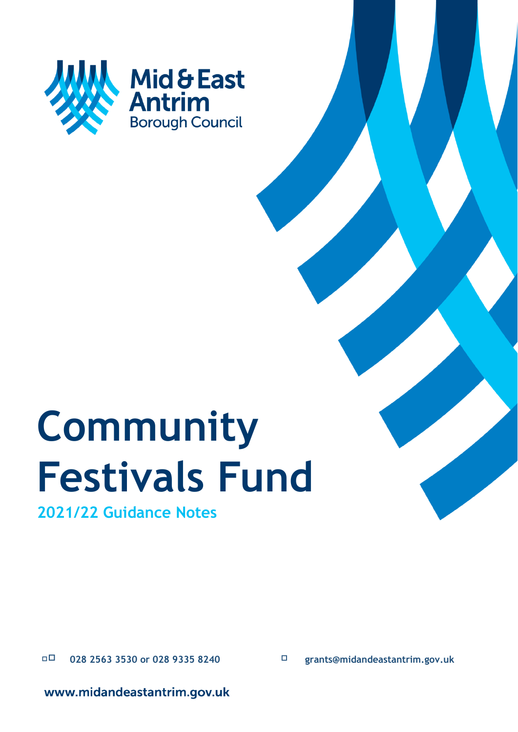Mid & East Antrim Borough Council

# Community Festivals Fund

## 2021/22 Guidance Notes

028 2563 3530 or 028 9335 8240

grants@midandeastantrim.gov.uk

www.midandeastantrim.gov.uk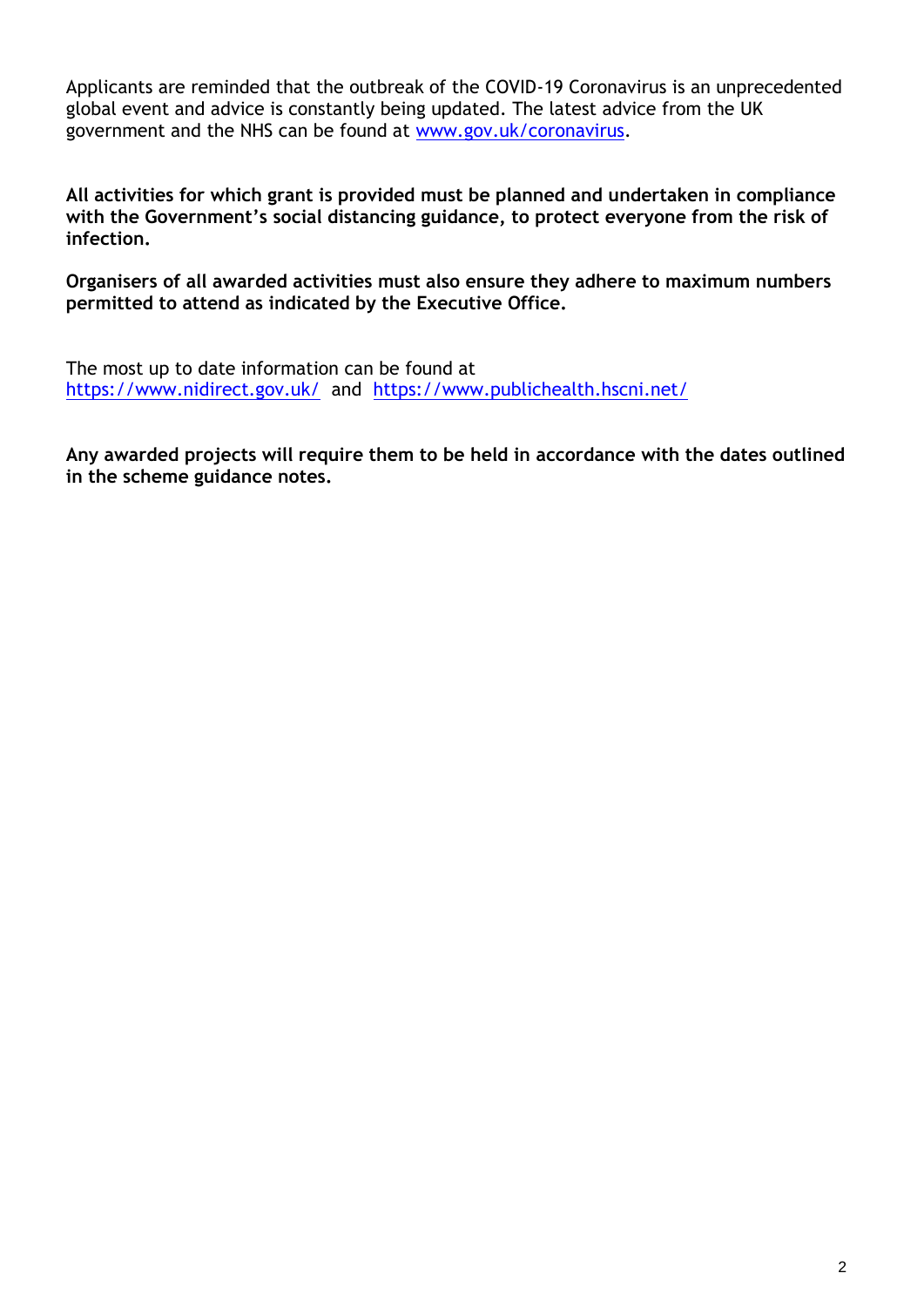Applicants are reminded that the outbreak of the COVID-19 Coronavirus is an unprecedented global event and advice is constantly being updated. The latest advice from the UK government and the NHS can be found at [www.gov.uk/coronavirus](http://www.gov.uk/coronavirus).

**All activities for which grant is provided must be planned and undertaken in compliance with the Government's social distancing guidance, to protect everyone from the risk of infection.**

**Organisers of all awarded activities must also ensure they adhere to maximum numbers permitted to attend as indicated by the Executive Office.**

The most up to date information can be found at [https://www.nidirect.gov.uk/](https://www.nidirect.gov.uk/) and [https://www.publichealth.hscni.net/](https://www.publichealth.hscni.net/)

**Any awarded projects will require them to be held in accordance with the dates outlined in the scheme guidance notes.**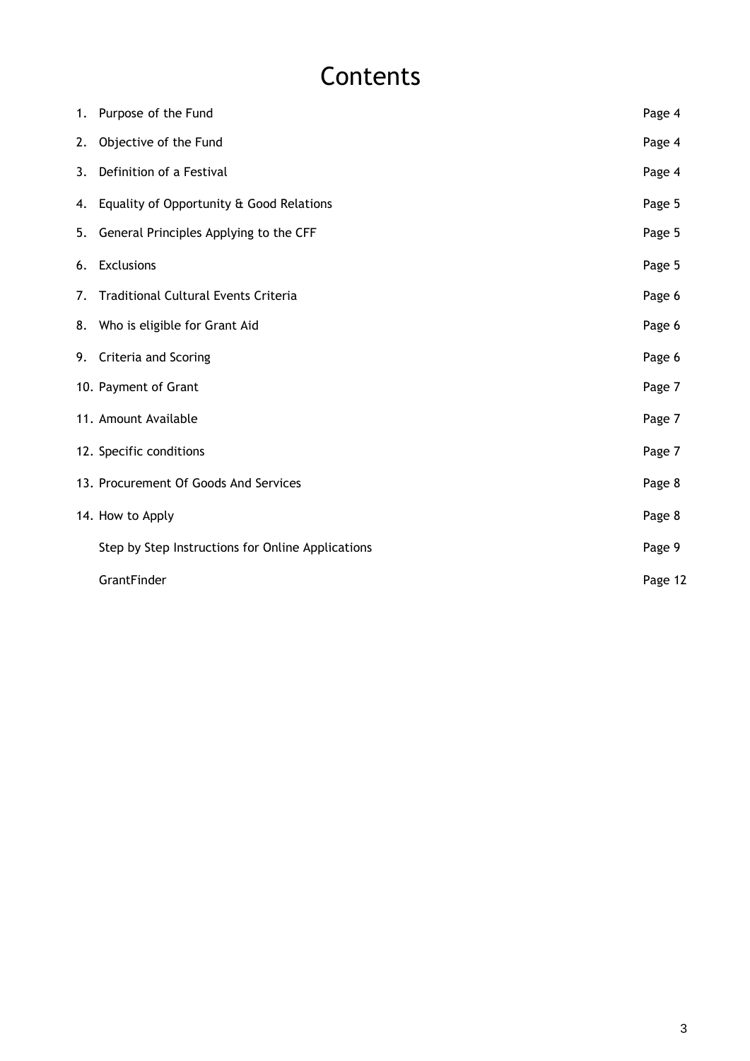# Contents

| | | |
|---|---|---|
| 1. | Purpose of the Fund | Page 4 |
| 2. | Objective of the Fund | Page 4 |
| 3. | Definition of a Festival | Page 4 |
| 4. | Equality of Opportunity & Good Relations | Page 5 |
| 5. | General Principles Applying to the CFF | Page 5 |
| 6. | Exclusions | Page 5 |
| 7. | Traditional Cultural Events Criteria | Page 6 |
| 8. | Who is eligible for Grant Aid | Page 6 |
| 9. | Criteria and Scoring | Page 6 |
| 10. | Payment of Grant | Page 7 |
| 11. | Amount Available | Page 7 |
| 12. | Specific conditions | Page 7 |
| 13. | Procurement Of Goods And Services | Page 8 |
| 14. | How to Apply | Page 8 |
| | Step by Step Instructions for Online Applications | Page 9 |
| | GrantFinder | Page 12 |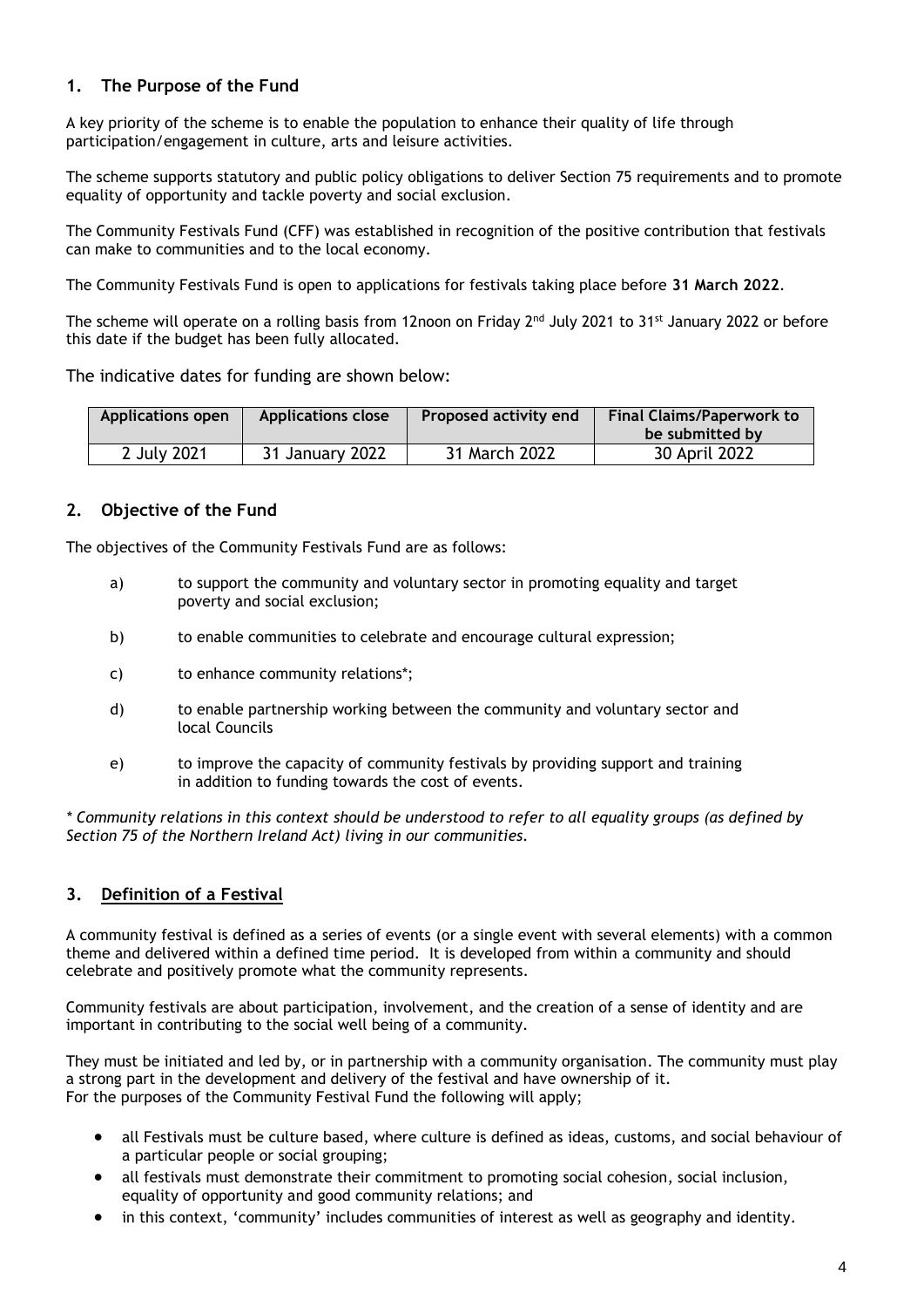## 1. The Purpose of the Fund

A key priority of the scheme is to enable the population to enhance their quality of life through participation/engagement in culture, arts and leisure activities.

The scheme supports statutory and public policy obligations to deliver Section 75 requirements and to promote equality of opportunity and tackle poverty and social exclusion.

The Community Festivals Fund (CFF) was established in recognition of the positive contribution that festivals can make to communities and to the local economy.

The Community Festivals Fund is open to applications for festivals taking place before **31 March 2022**.

The scheme will operate on a rolling basis from 12noon on Friday 2nd July 2021 to 31st January 2022 or before this date if the budget has been fully allocated.

The indicative dates for funding are shown below:

| Applications open | Applications close | Proposed activity end | Final Claims/Paperwork to be submitted by |
|---|---|---|---|
| 2 July 2021 | 31 January 2022 | 31 March 2022 | 30 April 2022 |

## 2. Objective of the Fund

The objectives of the Community Festivals Fund are as follows:

a) to support the community and voluntary sector in promoting equality and target poverty and social exclusion;

b) to enable communities to celebrate and encourage cultural expression;

c) to enhance community relations*;

d) to enable partnership working between the community and voluntary sector and local Councils

e) to improve the capacity of community festivals by providing support and training in addition to funding towards the cost of events.

*\* Community relations in this context should be understood to refer to all equality groups (as defined by Section 75 of the Northern Ireland Act) living in our communities.*

## 3. Definition of a Festival

A community festival is defined as a series of events (or a single event with several elements) with a common theme and delivered within a defined time period. It is developed from within a community and should celebrate and positively promote what the community represents.

Community festivals are about participation, involvement, and the creation of a sense of identity and are important in contributing to the social well being of a community.

They must be initiated and led by, or in partnership with a community organisation. The community must play a strong part in the development and delivery of the festival and have ownership of it.
For the purposes of the Community Festival Fund the following will apply;

- all Festivals must be culture based, where culture is defined as ideas, customs, and social behaviour of a particular people or social grouping;
- all festivals must demonstrate their commitment to promoting social cohesion, social inclusion, equality of opportunity and good community relations; and
- in this context, 'community' includes communities of interest as well as geography and identity.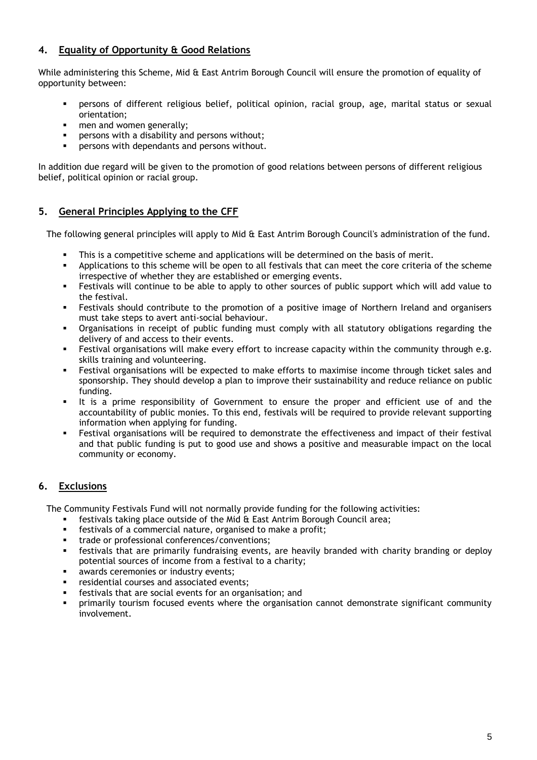## 4. Equality of Opportunity & Good Relations

While administering this Scheme, Mid & East Antrim Borough Council will ensure the promotion of equality of opportunity between:

- persons of different religious belief, political opinion, racial group, age, marital status or sexual orientation;
- men and women generally;
- persons with a disability and persons without;
- persons with dependants and persons without.

In addition due regard will be given to the promotion of good relations between persons of different religious belief, political opinion or racial group.

## 5. General Principles Applying to the CFF

The following general principles will apply to Mid & East Antrim Borough Council's administration of the fund.

- This is a competitive scheme and applications will be determined on the basis of merit.
- Applications to this scheme will be open to all festivals that can meet the core criteria of the scheme irrespective of whether they are established or emerging events.
- Festivals will continue to be able to apply to other sources of public support which will add value to the festival.
- Festivals should contribute to the promotion of a positive image of Northern Ireland and organisers must take steps to avert anti-social behaviour.
- Organisations in receipt of public funding must comply with all statutory obligations regarding the delivery of and access to their events.
- Festival organisations will make every effort to increase capacity within the community through e.g. skills training and volunteering.
- Festival organisations will be expected to make efforts to maximise income through ticket sales and sponsorship. They should develop a plan to improve their sustainability and reduce reliance on public funding.
- It is a prime responsibility of Government to ensure the proper and efficient use of and the accountability of public monies. To this end, festivals will be required to provide relevant supporting information when applying for funding.
- Festival organisations will be required to demonstrate the effectiveness and impact of their festival and that public funding is put to good use and shows a positive and measurable impact on the local community or economy.

## 6. Exclusions

The Community Festivals Fund will not normally provide funding for the following activities:

- festivals taking place outside of the Mid & East Antrim Borough Council area;
- festivals of a commercial nature, organised to make a profit;
- trade or professional conferences/conventions;
- festivals that are primarily fundraising events, are heavily branded with charity branding or deploy potential sources of income from a festival to a charity;
- awards ceremonies or industry events;
- residential courses and associated events;
- festivals that are social events for an organisation; and
- primarily tourism focused events where the organisation cannot demonstrate significant community involvement.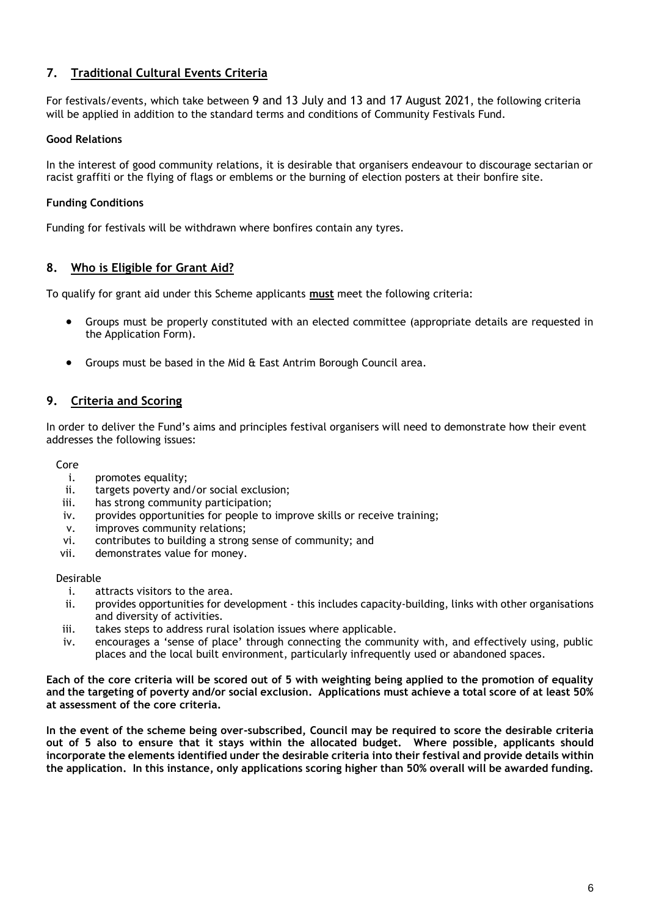## 7. Traditional Cultural Events Criteria

For festivals/events, which take between 9 and 13 July and 13 and 17 August 2021, the following criteria will be applied in addition to the standard terms and conditions of Community Festivals Fund.

**Good Relations**

In the interest of good community relations, it is desirable that organisers endeavour to discourage sectarian or racist graffiti or the flying of flags or emblems or the burning of election posters at their bonfire site.

**Funding Conditions**

Funding for festivals will be withdrawn where bonfires contain any tyres.

## 8. Who is Eligible for Grant Aid?

To qualify for grant aid under this Scheme applicants **must** meet the following criteria:

- Groups must be properly constituted with an elected committee (appropriate details are requested in the Application Form).
- Groups must be based in the Mid & East Antrim Borough Council area.

## 9. Criteria and Scoring

In order to deliver the Fund's aims and principles festival organisers will need to demonstrate how their event addresses the following issues:

Core

1. promotes equality;
2. targets poverty and/or social exclusion;
3. has strong community participation;
4. provides opportunities for people to improve skills or receive training;
5. improves community relations;
6. contributes to building a strong sense of community; and
7. demonstrates value for money.

Desirable

1. attracts visitors to the area.
2. provides opportunities for development - this includes capacity-building, links with other organisations and diversity of activities.
3. takes steps to address rural isolation issues where applicable.
4. encourages a 'sense of place' through connecting the community with, and effectively using, public places and the local built environment, particularly infrequently used or abandoned spaces.

**Each of the core criteria will be scored out of 5 with weighting being applied to the promotion of equality and the targeting of poverty and/or social exclusion. Applications must achieve a total score of at least 50% at assessment of the core criteria.**

**In the event of the scheme being over-subscribed, Council may be required to score the desirable criteria out of 5 also to ensure that it stays within the allocated budget. Where possible, applicants should incorporate the elements identified under the desirable criteria into their festival and provide details within the application. In this instance, only applications scoring higher than 50% overall will be awarded funding.**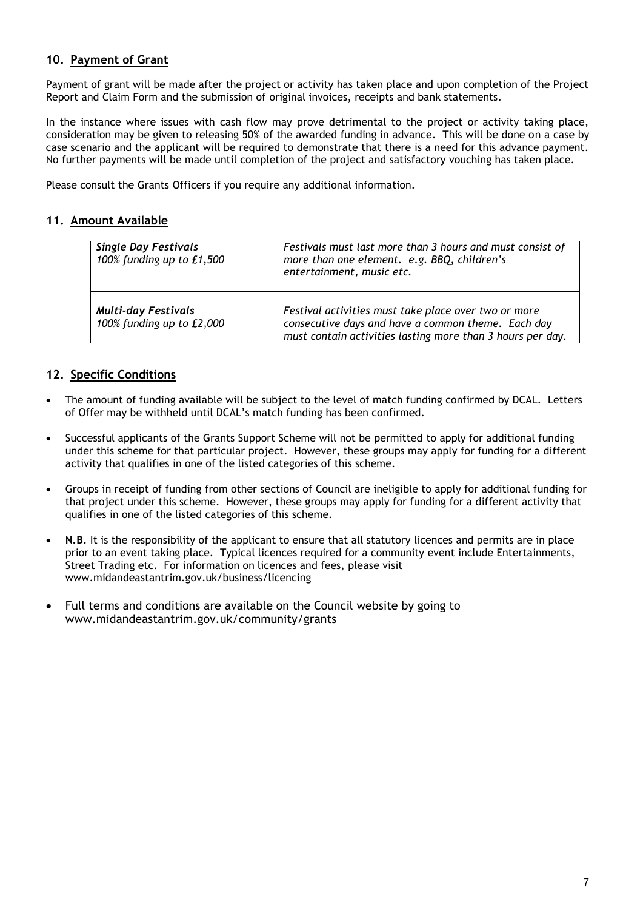## 10. Payment of Grant

Payment of grant will be made after the project or activity has taken place and upon completion of the Project Report and Claim Form and the submission of original invoices, receipts and bank statements.

In the instance where issues with cash flow may prove detrimental to the project or activity taking place, consideration may be given to releasing 50% of the awarded funding in advance. This will be done on a case by case scenario and the applicant will be required to demonstrate that there is a need for this advance payment. No further payments will be made until completion of the project and satisfactory vouching has taken place.

Please consult the Grants Officers if you require any additional information.

## 11. Amount Available

| | |
|---|---|
| ***Single Day Festivals***<br>*100% funding up to £1,500* | *Festivals must last more than 3 hours and must consist of more than one element. e.g. BBQ, children's entertainment, music etc.* |
| | |
| ***Multi-day Festivals***<br>*100% funding up to £2,000* | *Festival activities must take place over two or more consecutive days and have a common theme. Each day must contain activities lasting more than 3 hours per day.* |

## 12. Specific Conditions

- The amount of funding available will be subject to the level of match funding confirmed by DCAL. Letters of Offer may be withheld until DCAL's match funding has been confirmed.
- Successful applicants of the Grants Support Scheme will not be permitted to apply for additional funding under this scheme for that particular project. However, these groups may apply for funding for a different activity that qualifies in one of the listed categories of this scheme.
- Groups in receipt of funding from other sections of Council are ineligible to apply for additional funding for that project under this scheme. However, these groups may apply for funding for a different activity that qualifies in one of the listed categories of this scheme.
- **N.B.** It is the responsibility of the applicant to ensure that all statutory licences and permits are in place prior to an event taking place. Typical licences required for a community event include Entertainments, Street Trading etc. For information on licences and fees, please visit www.midandeastantrim.gov.uk/business/licencing
- Full terms and conditions are available on the Council website by going to www.midandeastantrim.gov.uk/community/grants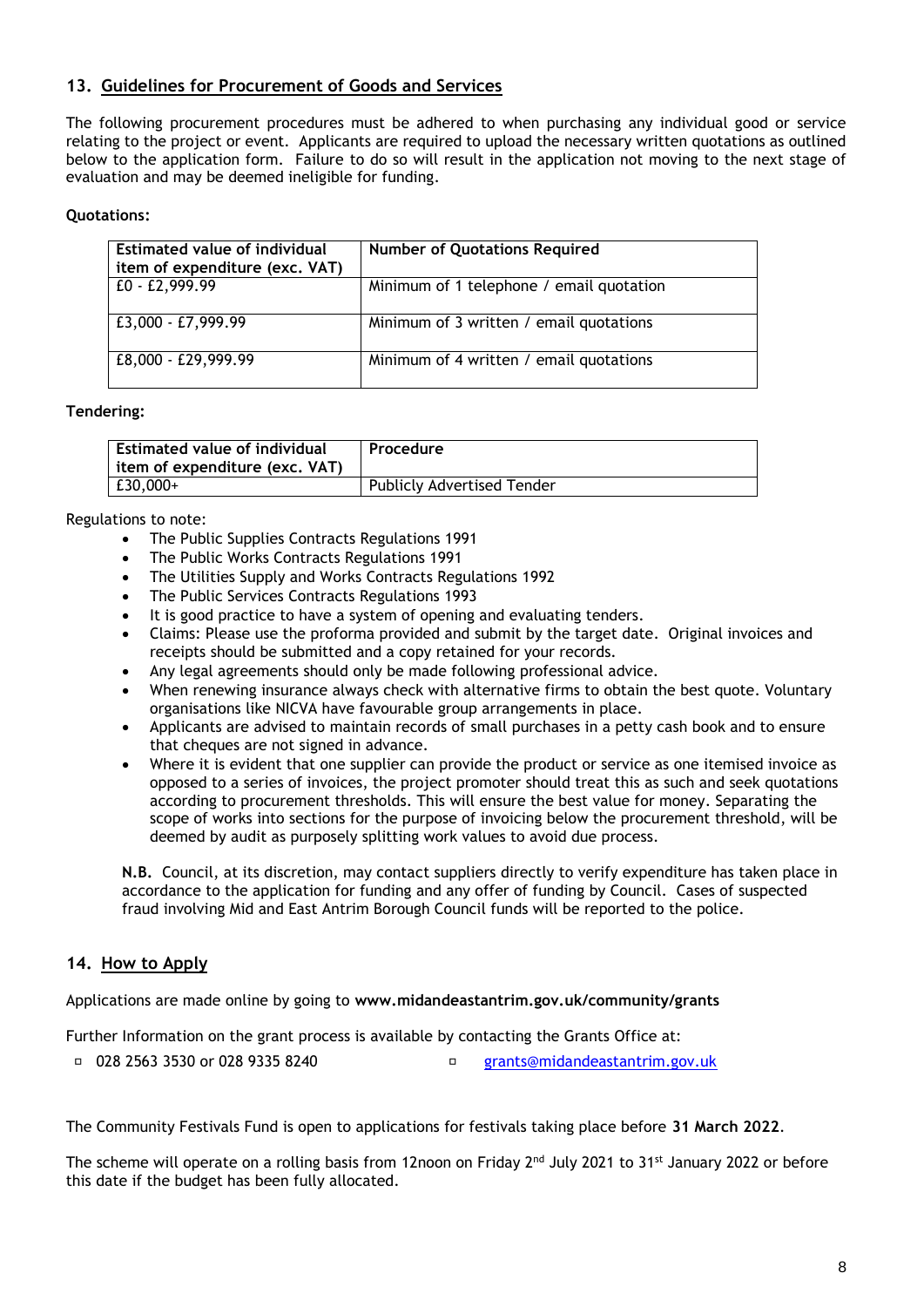## 13. Guidelines for Procurement of Goods and Services

The following procurement procedures must be adhered to when purchasing any individual good or service relating to the project or event. Applicants are required to upload the necessary written quotations as outlined below to the application form. Failure to do so will result in the application not moving to the next stage of evaluation and may be deemed ineligible for funding.

**Quotations:**

| Estimated value of individual item of expenditure (exc. VAT) | Number of Quotations Required |
|---|---|
| £0 - £2,999.99 | Minimum of 1 telephone / email quotation |
| £3,000 - £7,999.99 | Minimum of 3 written / email quotations |
| £8,000 - £29,999.99 | Minimum of 4 written / email quotations |

**Tendering:**

| Estimated value of individual item of expenditure (exc. VAT) | Procedure |
|---|---|
| £30,000+ | Publicly Advertised Tender |

Regulations to note:

- The Public Supplies Contracts Regulations 1991
- The Public Works Contracts Regulations 1991
- The Utilities Supply and Works Contracts Regulations 1992
- The Public Services Contracts Regulations 1993
- It is good practice to have a system of opening and evaluating tenders.
- Claims: Please use the proforma provided and submit by the target date. Original invoices and receipts should be submitted and a copy retained for your records.
- Any legal agreements should only be made following professional advice.
- When renewing insurance always check with alternative firms to obtain the best quote. Voluntary organisations like NICVA have favourable group arrangements in place.
- Applicants are advised to maintain records of small purchases in a petty cash book and to ensure that cheques are not signed in advance.
- Where it is evident that one supplier can provide the product or service as one itemised invoice as opposed to a series of invoices, the project promoter should treat this as such and seek quotations according to procurement thresholds. This will ensure the best value for money. Separating the scope of works into sections for the purpose of invoicing below the procurement threshold, will be deemed by audit as purposely splitting work values to avoid due process.

**N.B.** Council, at its discretion, may contact suppliers directly to verify expenditure has taken place in accordance to the application for funding and any offer of funding by Council. Cases of suspected fraud involving Mid and East Antrim Borough Council funds will be reported to the police.

## 14. How to Apply

Applications are made online by going to **www.midandeastantrim.gov.uk/community/grants**

Further Information on the grant process is available by contacting the Grants Office at:

- 028 2563 3530 or 028 9335 8240
- grants@midandeastantrim.gov.uk

The Community Festivals Fund is open to applications for festivals taking place before **31 March 2022**.

The scheme will operate on a rolling basis from 12noon on Friday 2nd July 2021 to 31st January 2022 or before this date if the budget has been fully allocated.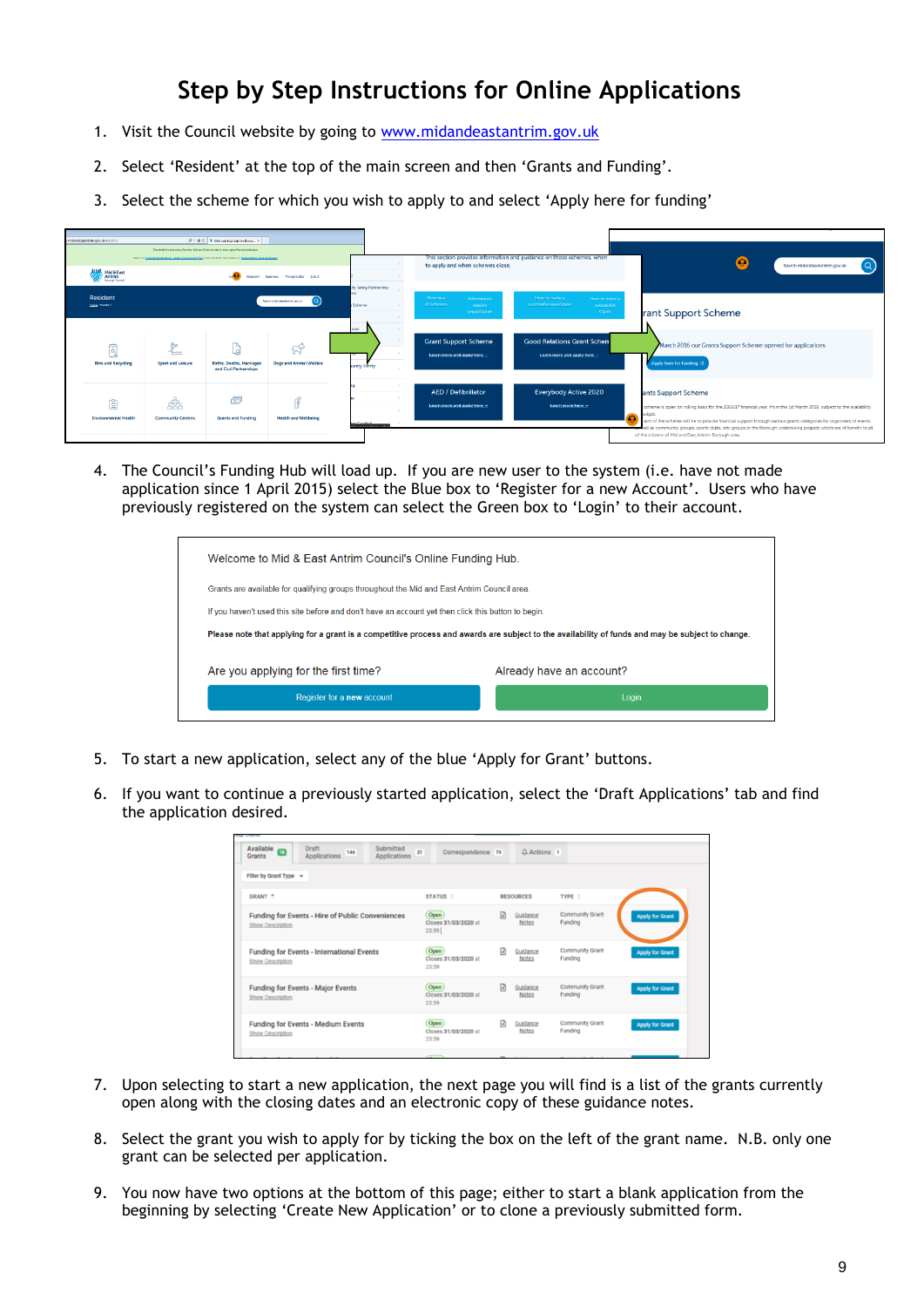# Step by Step Instructions for Online Applications

1. Visit the Council website by going to www.midandeastantrim.gov.uk
2. Select 'Resident' at the top of the main screen and then 'Grants and Funding'.
3. Select the scheme for which you wish to apply to and select 'Apply here for funding'

4. The Council's Funding Hub will load up. If you are new user to the system (i.e. have not made application since 1 April 2015) select the Blue box to 'Register for a new Account'. Users who have previously registered on the system can select the Green box to 'Login' to their account.

Welcome to Mid & East Antrim Council's Online Funding Hub.

Grants are available for qualifying groups throughout the Mid and East Antrim Council area.

If you haven't used this site before and don't have an account yet then click this button to begin.

**Please note that applying for a grant is a competitive process and awards are subject to the availability of funds and may be subject to change.**

Are you applying for the first time? — Register for a **new** account

Already have an account? — Login

5. To start a new application, select any of the blue 'Apply for Grant' buttons.
6. If you want to continue a previously started application, select the 'Draft Applications' tab and find the application desired.

7. Upon selecting to start a new application, the next page you will find is a list of the grants currently open along with the closing dates and an electronic copy of these guidance notes.
8. Select the grant you wish to apply for by ticking the box on the left of the grant name. N.B. only one grant can be selected per application.
9. You now have two options at the bottom of this page; either to start a blank application from the beginning by selecting 'Create New Application' or to clone a previously submitted form.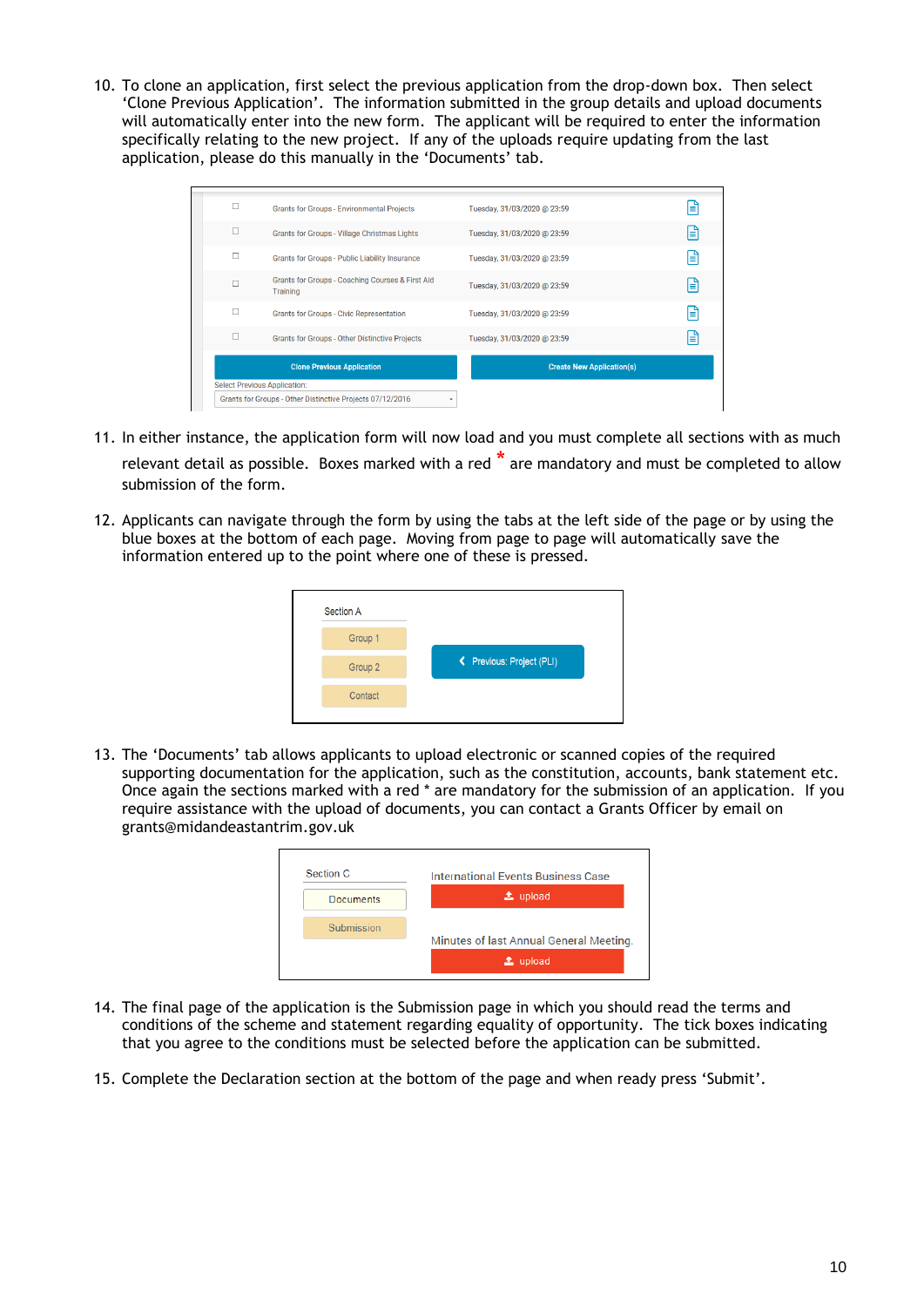10. To clone an application, first select the previous application from the drop-down box. Then select 'Clone Previous Application'. The information submitted in the group details and upload documents will automatically enter into the new form. The applicant will be required to enter the information specifically relating to the new project. If any of the uploads require updating from the last application, please do this manually in the 'Documents' tab.

11. In either instance, the application form will now load and you must complete all sections with as much relevant detail as possible. Boxes marked with a red * are mandatory and must be completed to allow submission of the form.

12. Applicants can navigate through the form by using the tabs at the left side of the page or by using the blue boxes at the bottom of each page. Moving from page to page will automatically save the information entered up to the point where one of these is pressed.

13. The 'Documents' tab allows applicants to upload electronic or scanned copies of the required supporting documentation for the application, such as the constitution, accounts, bank statement etc. Once again the sections marked with a red * are mandatory for the submission of an application. If you require assistance with the upload of documents, you can contact a Grants Officer by email on grants@midandeastantrim.gov.uk

14. The final page of the application is the Submission page in which you should read the terms and conditions of the scheme and statement regarding equality of opportunity. The tick boxes indicating that you agree to the conditions must be selected before the application can be submitted.

15. Complete the Declaration section at the bottom of the page and when ready press 'Submit'.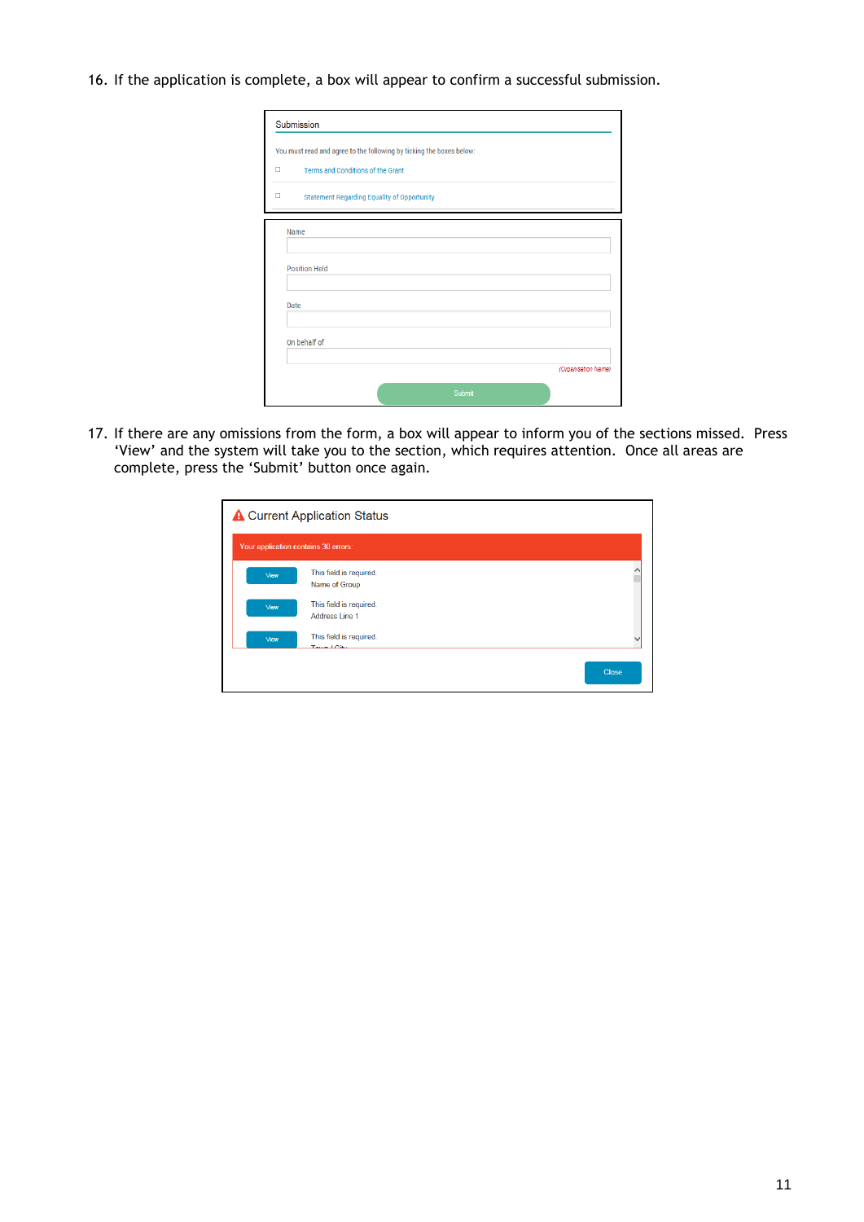16. If the application is complete, a box will appear to confirm a successful submission.

Submission

You must read and agree to the following by ticking the boxes below:

☐ Terms and Conditions of the Grant

☐ Statement Regarding Equality of Opportunity

Name

Position Held

Date

On behalf of

(Organisation Name)

Submit

17. If there are any omissions from the form, a box will appear to inform you of the sections missed. Press 'View' and the system will take you to the section, which requires attention. Once all areas are complete, press the 'Submit' button once again.

Current Application Status

Your application contains 30 errors.

View — This field is required. Name of Group

View — This field is required. Address Line 1

View — This field is required. Town / City

Close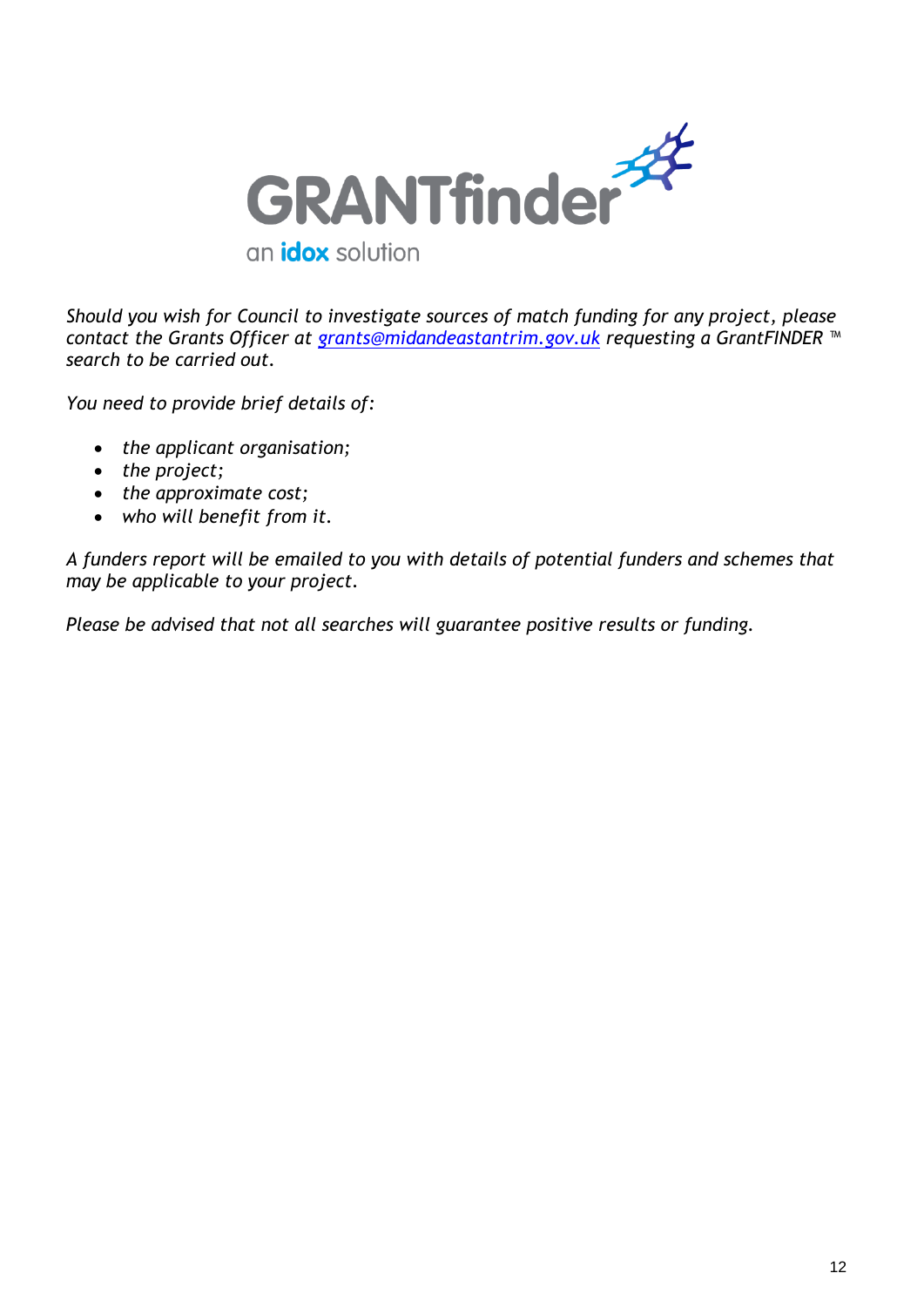GRANTfinder

an idox solution

*Should you wish for Council to investigate sources of match funding for any project, please contact the Grants Officer at [grants@midandeastantrim.gov.uk](mailto:grants@midandeastantrim.gov.uk) requesting a GrantFINDER ™ search to be carried out.*

*You need to provide brief details of:*

- *the applicant organisation;*
- *the project;*
- *the approximate cost;*
- *who will benefit from it.*

*A funders report will be emailed to you with details of potential funders and schemes that may be applicable to your project.*

*Please be advised that not all searches will guarantee positive results or funding.*